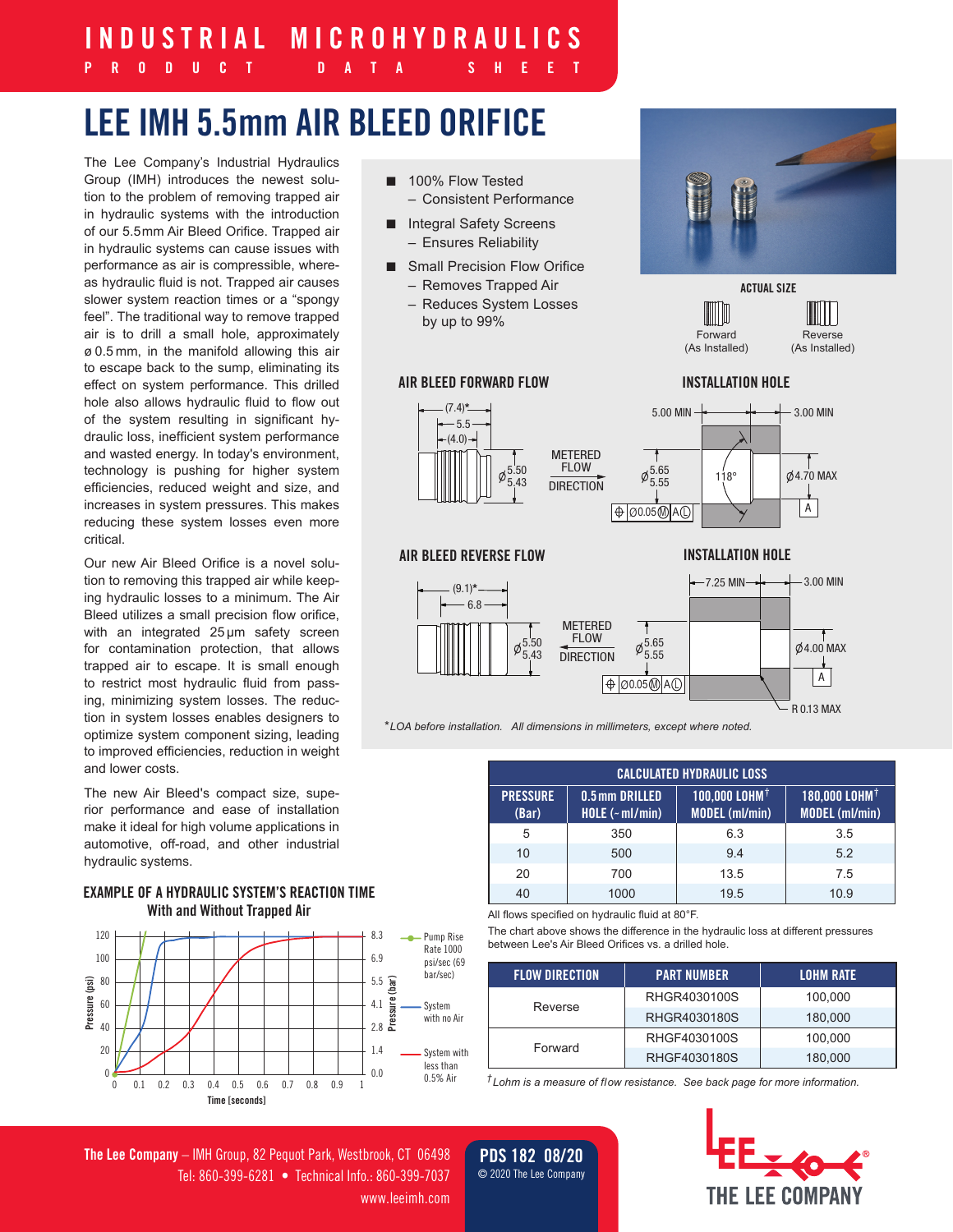# LEE IMH 5.5mm AIR BLEED ORIFICE

The Lee Company's Industrial Hydraulics Group (IMH) introduces the newest solution to the problem of removing trapped air in hydraulic systems with the introduction of our 5.5mm Air Bleed Orifice. Trapped air in hydraulic systems can cause issues with performance as air is compressible, whereas hydraulic fluid is not. Trapped air causes slower system reaction times or a "spongy feel". The traditional way to remove trapped air is to drill a small hole, approximately ø 0.5 mm, in the manifold allowing this air to escape back to the sump, eliminating its effect on system performance. This drilled hole also allows hydraulic fluid to flow out of the system resulting in significant hydraulic loss, inefficient system performance and wasted energy. In today's environment, technology is pushing for higher system efficiencies, reduced weight and size, and increases in system pressures. This makes reducing these system losses even more critical.

Our new Air Bleed Orifice is a novel solution to removing this trapped air while keeping hydraulic losses to a minimum. The Air Bleed utilizes a small precision flow orifice, with an integrated 25 µm safety screen for contamination protection, that allows trapped air to escape. It is small enough to restrict most hydraulic fluid from passing, minimizing system losses. The reduction in system losses enables designers to optimize system component sizing, leading to improved efficiencies, reduction in weight and lower costs.

The new Air Bleed's compact size, superior performance and ease of installation make it ideal for high volume applications in automotive, off-road, and other industrial hydraulic systems.

- 100% Flow Tested
  - Consistent Performance
- Integral Safety Screens
  - Ensures Reliability
- Small Precision Flow Orifice
  - Removes Trapped Air
  - Reduces System Losses by up to 99%

ACTUAL SIZE

Forward (As Installed) &nbsp;&nbsp; Reverse (As Installed)

## AIR BLEED FORWARD FLOW

(7.4)* — 5.5 — (4.0); Ø 5.50/5.43; METERED FLOW DIRECTION

## INSTALLATION HOLE

5.00 MIN; 3.00 MIN; Ø 5.65/5.55; 118°; Ø 4.70 MAX; ⌖ Ø0.05 Ⓜ A Ⓛ; A

## AIR BLEED REVERSE FLOW

(9.1)* — 6.8; Ø 5.50/5.43; METERED FLOW DIRECTION

## INSTALLATION HOLE

7.25 MIN; 3.00 MIN; Ø 5.65/5.55; Ø 4.00 MAX; ⌖ Ø0.05 Ⓜ A Ⓛ; A; R 0.13 MAX

*\*LOA before installation. All dimensions in millimeters, except where noted.*

## EXAMPLE OF A HYDRAULIC SYSTEM'S REACTION TIME
### With and Without Trapped Air

Pressure (psi) 0–120; Pressure (bar) 0.0–8.3; Time [seconds] 0–1

Legend: Pump Rise Rate 1000 psi/sec (69 bar/sec); System with no Air; System with less than 0.5% Air

| CALCULATED HYDRAULIC LOSS | | | |
|---|---|---|---|
| PRESSURE (Bar) | 0.5 mm DRILLED HOLE (~ ml/min) | 100,000 LOHM† MODEL (ml/min) | 180,000 LOHM† MODEL (ml/min) |
| 5 | 350 | 6.3 | 3.5 |
| 10 | 500 | 9.4 | 5.2 |
| 20 | 700 | 13.5 | 7.5 |
| 40 | 1000 | 19.5 | 10.9 |

All flows specified on hydraulic fluid at 80°F.

The chart above shows the difference in the hydraulic loss at different pressures between Lee's Air Bleed Orifices vs. a drilled hole.

| FLOW DIRECTION | PART NUMBER | LOHM RATE |
|---|---|---|
| Reverse | RHGR4030100S | 100,000 |
| | RHGR4030180S | 180,000 |
| Forward | RHGF4030100S | 100,000 |
| | RHGF4030180S | 180,000 |

*†Lohm is a measure of flow resistance. See back page for more information.*

**The Lee Company** – IMH Group, 82 Pequot Park, Westbrook, CT 06498
Tel: 860-399-6281 • Technical Info.: 860-399-7037
www.leeimh.com

PDS 182 08/20
© 2020 The Lee Company

THE LEE COMPANY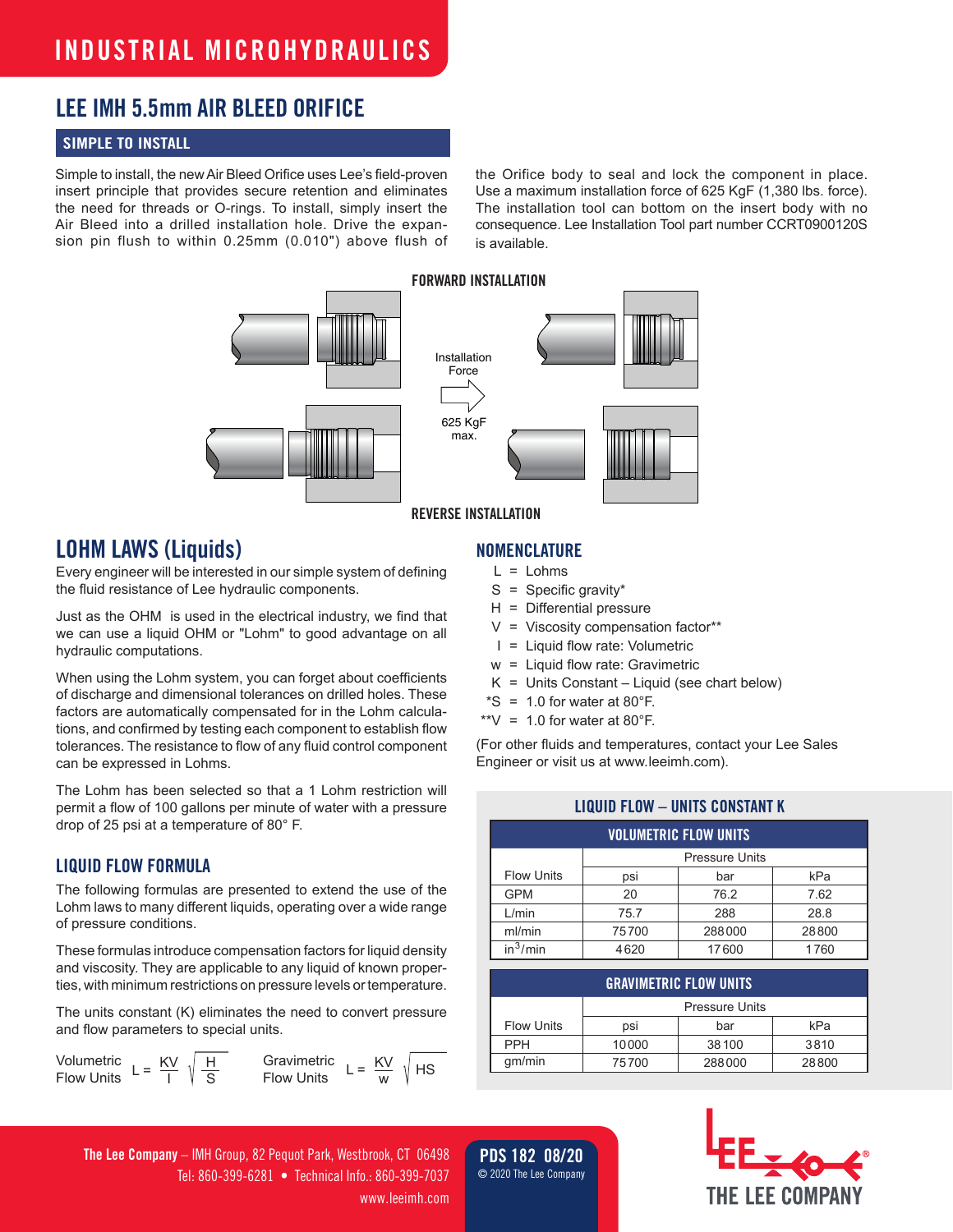# INDUSTRIAL MICROHYDRAULICS

## LEE IMH 5.5mm AIR BLEED ORIFICE

### SIMPLE TO INSTALL

Simple to install, the new Air Bleed Orifice uses Lee's field-proven insert principle that provides secure retention and eliminates the need for threads or O-rings. To install, simply insert the Air Bleed into a drilled installation hole. Drive the expansion pin flush to within 0.25mm (0.010") above flush of the Orifice body to seal and lock the component in place. Use a maximum installation force of 625 KgF (1,380 lbs. force). The installation tool can bottom on the insert body with no consequence. Lee Installation Tool part number CCRT0900120S is available.

FORWARD INSTALLATION

Installation Force

625 KgF max.

REVERSE INSTALLATION

## LOHM LAWS (Liquids)

Every engineer will be interested in our simple system of defining the fluid resistance of Lee hydraulic components.

Just as the OHM is used in the electrical industry, we find that we can use a liquid OHM or "Lohm" to good advantage on all hydraulic computations.

When using the Lohm system, you can forget about coefficients of discharge and dimensional tolerances on drilled holes. These factors are automatically compensated for in the Lohm calculations, and confirmed by testing each component to establish flow tolerances. The resistance to flow of any fluid control component can be expressed in Lohms.

The Lohm has been selected so that a 1 Lohm restriction will permit a flow of 100 gallons per minute of water with a pressure drop of 25 psi at a temperature of 80° F.

### LIQUID FLOW FORMULA

The following formulas are presented to extend the use of the Lohm laws to many different liquids, operating over a wide range of pressure conditions.

These formulas introduce compensation factors for liquid density and viscosity. They are applicable to any liquid of known properties, with minimum restrictions on pressure levels or temperature.

The units constant (K) eliminates the need to convert pressure and flow parameters to special units.

Volumetric Flow Units $L = \frac{KV}{I}\sqrt{\frac{H}{S}}$

Gravimetric Flow Units $L = \frac{KV}{w}\sqrt{HS}$

## NOMENCLATURE

- L = Lohms
- S = Specific gravity*
- H = Differential pressure
- V = Viscosity compensation factor**
- I = Liquid flow rate: Volumetric
- w = Liquid flow rate: Gravimetric
- K = Units Constant – Liquid (see chart below)
- *S = 1.0 for water at 80°F.
- **V = 1.0 for water at 80°F.

(For other fluids and temperatures, contact your Lee Sales Engineer or visit us at www.leeimh.com).

### LIQUID FLOW – UNITS CONSTANT K

**VOLUMETRIC FLOW UNITS**

| | Pressure Units | | |
|---|---|---|---|
| Flow Units | psi | bar | kPa |
| GPM | 20 | 76.2 | 7.62 |
| L/min | 75.7 | 288 | 28.8 |
| ml/min | 75700 | 288000 | 28800 |
| $in^3$/min | 4620 | 17600 | 1760 |

**GRAVIMETRIC FLOW UNITS**

| | Pressure Units | | |
|---|---|---|---|
| Flow Units | psi | bar | kPa |
| PPH | 10000 | 38100 | 3810 |
| gm/min | 75700 | 288000 | 28800 |

**The Lee Company** – IMH Group, 82 Pequot Park, Westbrook, CT 06498
Tel: 860-399-6281 • Technical Info.: 860-399-7037
www.leeimh.com

PDS 182 08/20
© 2020 The Lee Company

THE LEE COMPANY